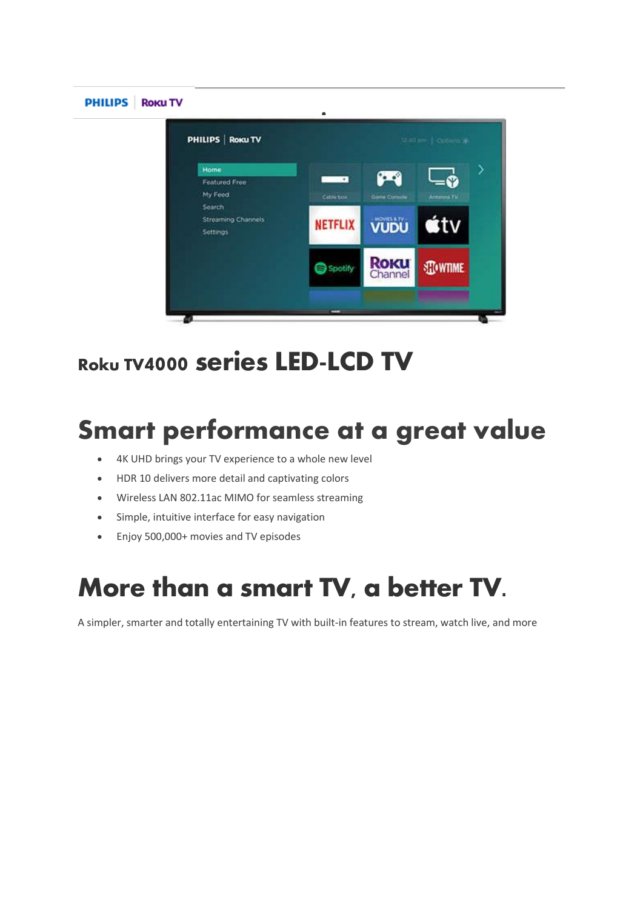PHILIPS | Roku TV

# Roku TV4000 series LED-LCD TV

# Smart performance at a great value

- 4K UHD brings your TV experience to a whole new level
- HDR 10 delivers more detail and captivating colors
- Wireless LAN 802.11ac MIMO for seamless streaming
- Simple, intuitive interface for easy navigation
- Enjoy 500,000+ movies and TV episodes

# More than a smart TV, a better TV.

A simpler, smarter and totally entertaining TV with built-in features to stream, watch live, and more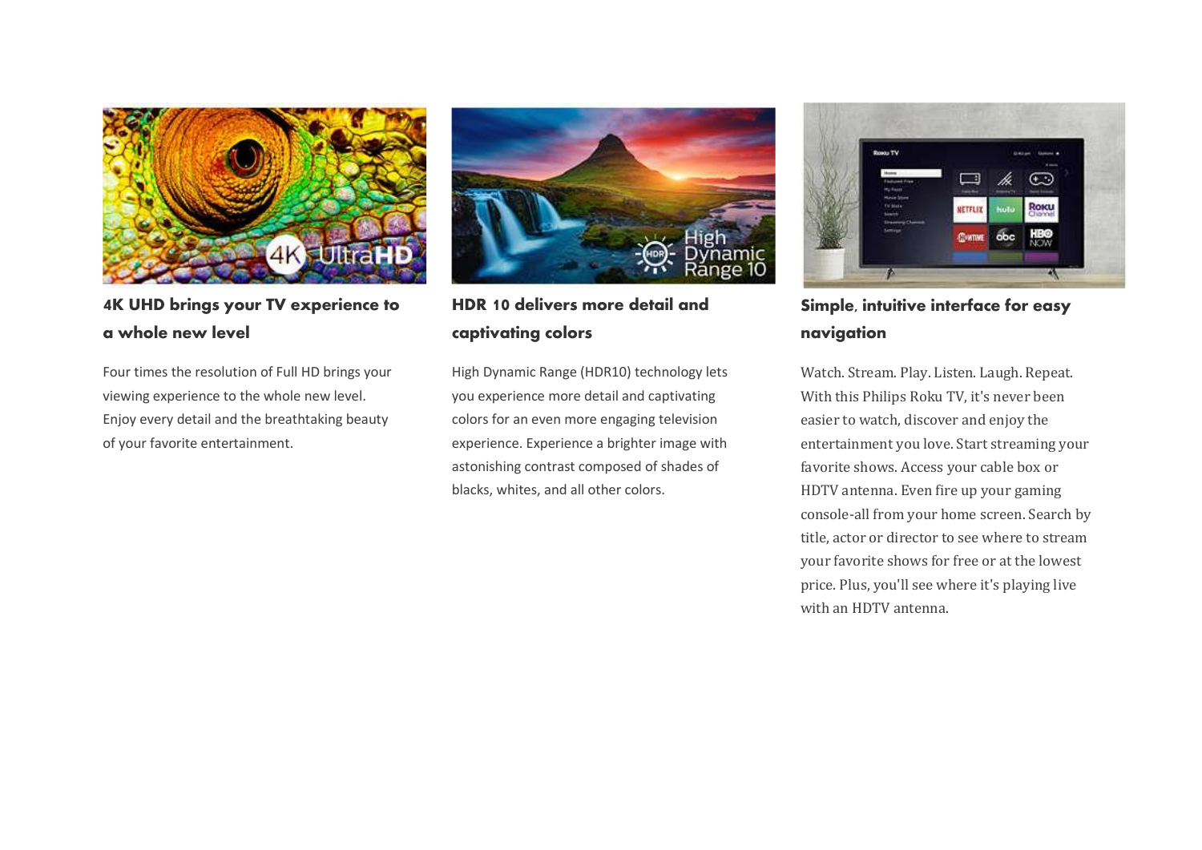### 4K UHD brings your TV experience to a whole new level

Four times the resolution of Full HD brings your viewing experience to the whole new level. Enjoy every detail and the breathtaking beauty of your favorite entertainment.

### HDR 10 delivers more detail and captivating colors

High Dynamic Range (HDR10) technology lets you experience more detail and captivating colors for an even more engaging television experience. Experience a brighter image with astonishing contrast composed of shades of blacks, whites, and all other colors.

### Simple, intuitive interface for easy navigation

Watch. Stream. Play. Listen. Laugh. Repeat. With this Philips Roku TV, it's never been easier to watch, discover and enjoy the entertainment you love. Start streaming your favorite shows. Access your cable box or HDTV antenna. Even fire up your gaming console-all from your home screen. Search by title, actor or director to see where to stream your favorite shows for free or at the lowest price. Plus, you'll see where it's playing live with an HDTV antenna.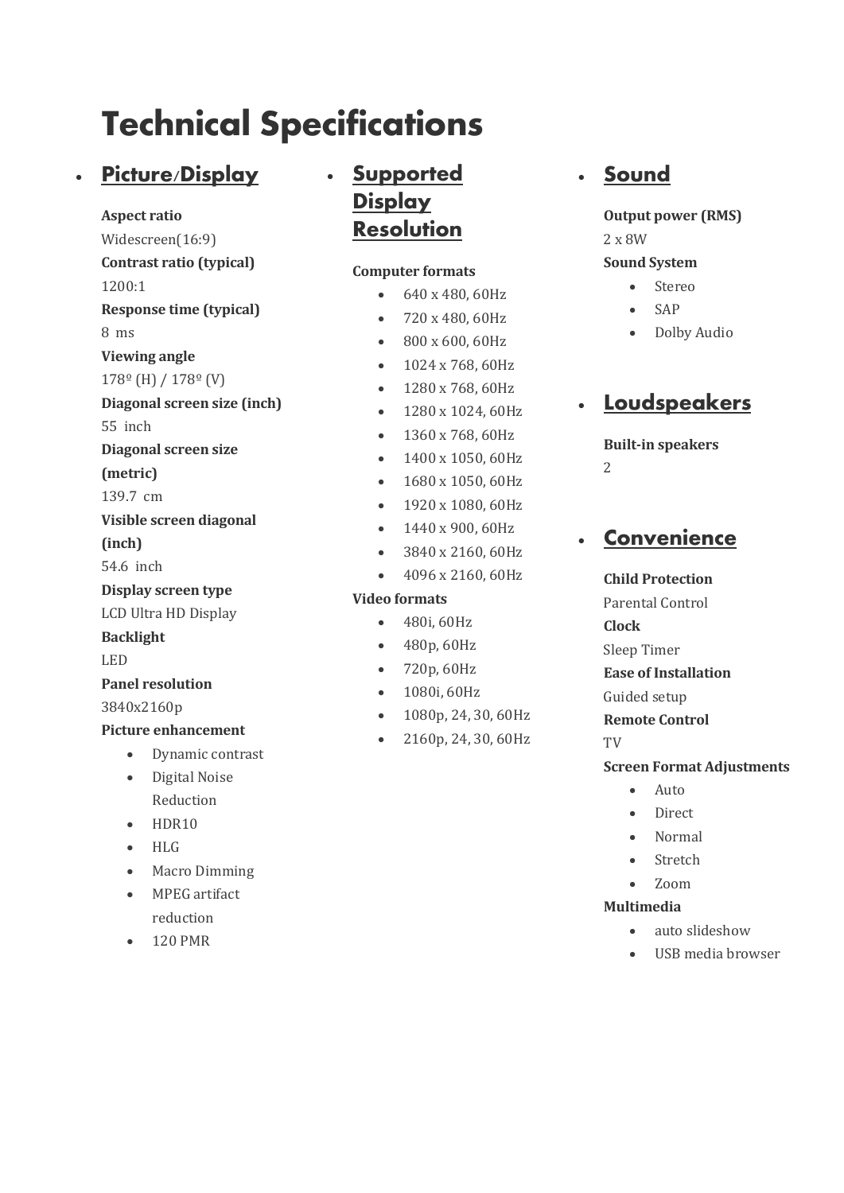# Technical Specifications

- ## Picture/Display

**Aspect ratio**
Widescreen(16:9)
**Contrast ratio (typical)**
1200:1
**Response time (typical)**
8 ms
**Viewing angle**
178º (H) / 178º (V)
**Diagonal screen size (inch)**
55 inch
**Diagonal screen size (metric)**
139.7 cm
**Visible screen diagonal (inch)**
54.6 inch
**Display screen type**
LCD Ultra HD Display
**Backlight**
LED
**Panel resolution**
3840x2160p
**Picture enhancement**

- Dynamic contrast
- Digital Noise Reduction
- HDR10
- HLG
- Macro Dimming
- MPEG artifact reduction
- 120 PMR

- ## Supported Display Resolution

**Computer formats**

- 640 x 480, 60Hz
- 720 x 480, 60Hz
- 800 x 600, 60Hz
- 1024 x 768, 60Hz
- 1280 x 768, 60Hz
- 1280 x 1024, 60Hz
- 1360 x 768, 60Hz
- 1400 x 1050, 60Hz
- 1680 x 1050, 60Hz
- 1920 x 1080, 60Hz
- 1440 x 900, 60Hz
- 3840 x 2160, 60Hz
- 4096 x 2160, 60Hz

**Video formats**

- 480i, 60Hz
- 480p, 60Hz
- 720p, 60Hz
- 1080i, 60Hz
- 1080p, 24, 30, 60Hz
- 2160p, 24, 30, 60Hz

- ## Sound

**Output power (RMS)**
2 x 8W
**Sound System**

- Stereo
- SAP
- Dolby Audio

- ## Loudspeakers

**Built-in speakers**
2

- ## Convenience

**Child Protection**
Parental Control
**Clock**
Sleep Timer
**Ease of Installation**
Guided setup
**Remote Control**
TV
**Screen Format Adjustments**

- Auto
- Direct
- Normal
- Stretch
- Zoom

**Multimedia**

- auto slideshow
- USB media browser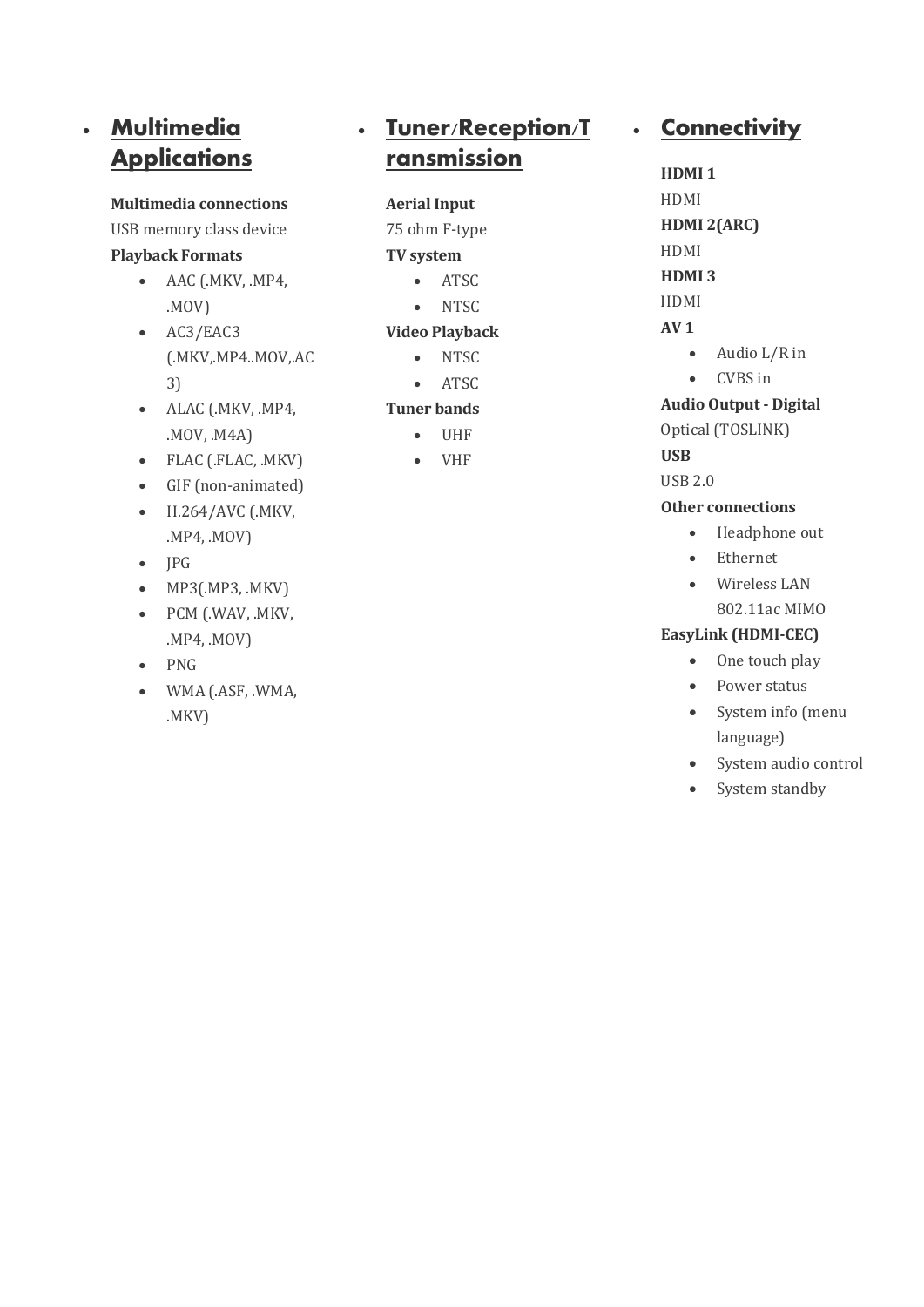- ## Multimedia Applications

**Multimedia connections**

USB memory class device

**Playback Formats**

- AAC (.MKV, .MP4, .MOV)
- AC3/EAC3 (.MKV,.MP4..MOV,.AC3)
- ALAC (.MKV, .MP4, .MOV, .M4A)
- FLAC (.FLAC, .MKV)
- GIF (non-animated)
- H.264/AVC (.MKV, .MP4, .MOV)
- JPG
- MP3(.MP3, .MKV)
- PCM (.WAV, .MKV, .MP4, .MOV)
- PNG
- WMA (.ASF, .WMA, .MKV)

- ## Tuner/Reception/Transmission

**Aerial Input**

75 ohm F-type

**TV system**

- ATSC
- NTSC

**Video Playback**

- NTSC
- ATSC

**Tuner bands**

- UHF
- VHF

- ## Connectivity

**HDMI 1**

HDMI

**HDMI 2(ARC)**

HDMI

**HDMI 3**

HDMI

**AV 1**

- Audio L/R in
- CVBS in

**Audio Output - Digital**

Optical (TOSLINK)

**USB**

USB 2.0

**Other connections**

- Headphone out
- Ethernet
- Wireless LAN 802.11ac MIMO

**EasyLink (HDMI-CEC)**

- One touch play
- Power status
- System info (menu language)
- System audio control
- System standby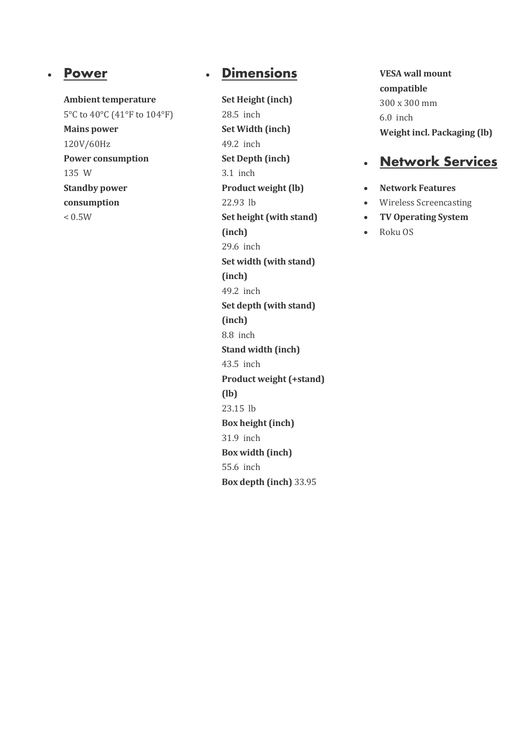- ## Power

**Ambient temperature**
5°C to 40°C (41°F to 104°F)
**Mains power**
120V/60Hz
**Power consumption**
135 W
**Standby power consumption**
< 0.5W

- ## Dimensions

**Set Height (inch)**
28.5 inch
**Set Width (inch)**
49.2 inch
**Set Depth (inch)**
3.1 inch
**Product weight (lb)**
22.93 lb
**Set height (with stand) (inch)**
29.6 inch
**Set width (with stand) (inch)**
49.2 inch
**Set depth (with stand) (inch)**
8.8 inch
**Stand width (inch)**
43.5 inch
**Product weight (+stand) (lb)**
23.15 lb
**Box height (inch)**
31.9 inch
**Box width (inch)**
55.6 inch
**Box depth (inch)** 33.95

**VESA wall mount compatible**
300 x 300 mm
6.0 inch
**Weight incl. Packaging (lb)**

- ## Network Services

- **Network Features**
- Wireless Screencasting
- **TV Operating System**
- Roku OS